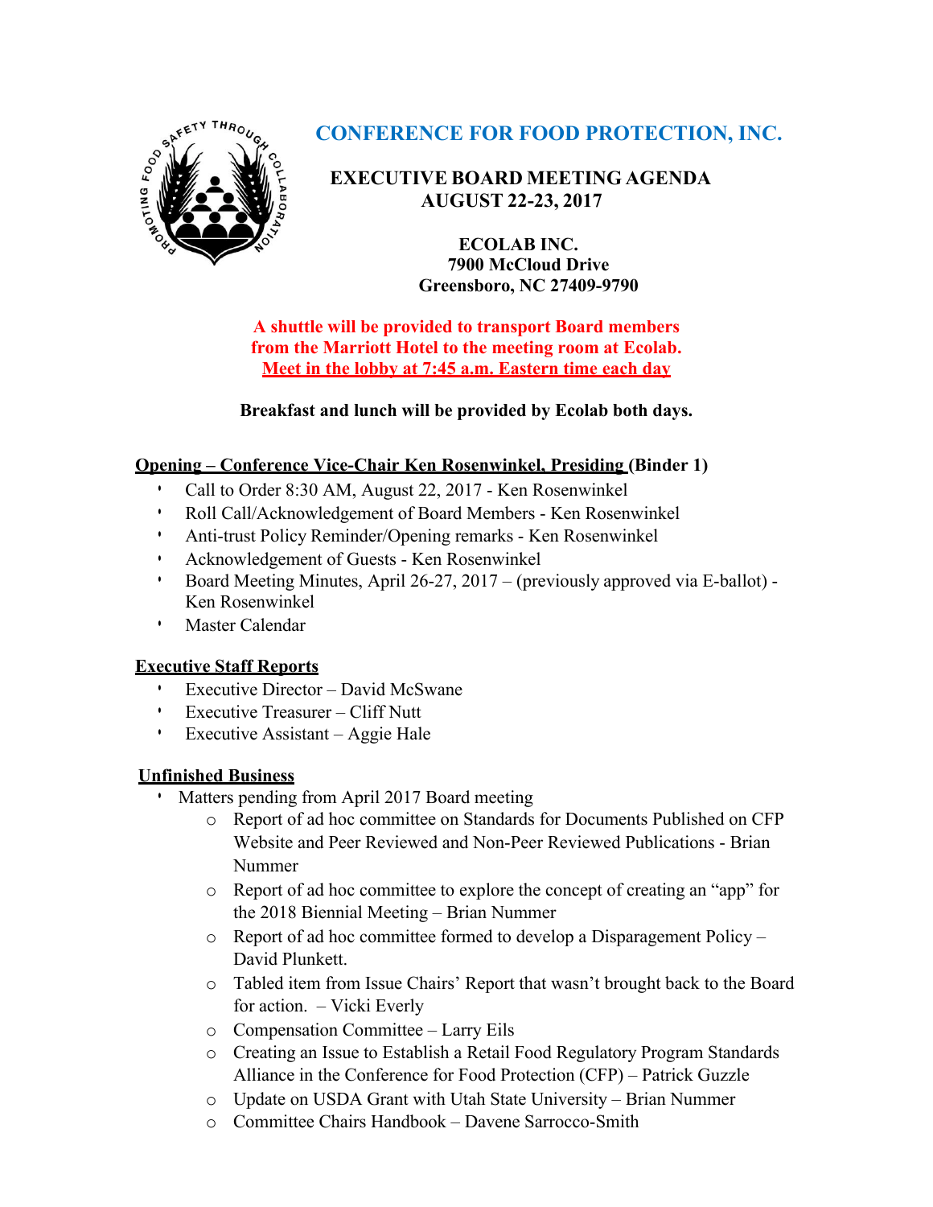# CONFERENCE FOR FOOD PROTECTION, INC.

## EXECUTIVE BOARD MEETING AGENDA
## AUGUST 22-23, 2017

**ECOLAB INC.**
**7900 McCloud Drive**
**Greensboro, NC 27409-9790**

**A shuttle will be provided to transport Board members from the Marriott Hotel to the meeting room at Ecolab.**
**Meet in the lobby at 7:45 a.m. Eastern time each day**

**Breakfast and lunch will be provided by Ecolab both days.**

**Opening – Conference Vice-Chair Ken Rosenwinkel, Presiding (Binder 1)**

- Call to Order 8:30 AM, August 22, 2017 - Ken Rosenwinkel
- Roll Call/Acknowledgement of Board Members - Ken Rosenwinkel
- Anti-trust Policy Reminder/Opening remarks - Ken Rosenwinkel
- Acknowledgement of Guests - Ken Rosenwinkel
- Board Meeting Minutes, April 26-27, 2017 – (previously approved via E-ballot) - Ken Rosenwinkel
- Master Calendar

**Executive Staff Reports**

- Executive Director – David McSwane
- Executive Treasurer – Cliff Nutt
- Executive Assistant – Aggie Hale

**Unfinished Business**

- Matters pending from April 2017 Board meeting
  - Report of ad hoc committee on Standards for Documents Published on CFP Website and Peer Reviewed and Non-Peer Reviewed Publications - Brian Nummer
  - Report of ad hoc committee to explore the concept of creating an "app" for the 2018 Biennial Meeting – Brian Nummer
  - Report of ad hoc committee formed to develop a Disparagement Policy – David Plunkett.
  - Tabled item from Issue Chairs' Report that wasn't brought back to the Board for action. – Vicki Everly
  - Compensation Committee – Larry Eils
  - Creating an Issue to Establish a Retail Food Regulatory Program Standards Alliance in the Conference for Food Protection (CFP) – Patrick Guzzle
  - Update on USDA Grant with Utah State University – Brian Nummer
  - Committee Chairs Handbook – Davene Sarrocco-Smith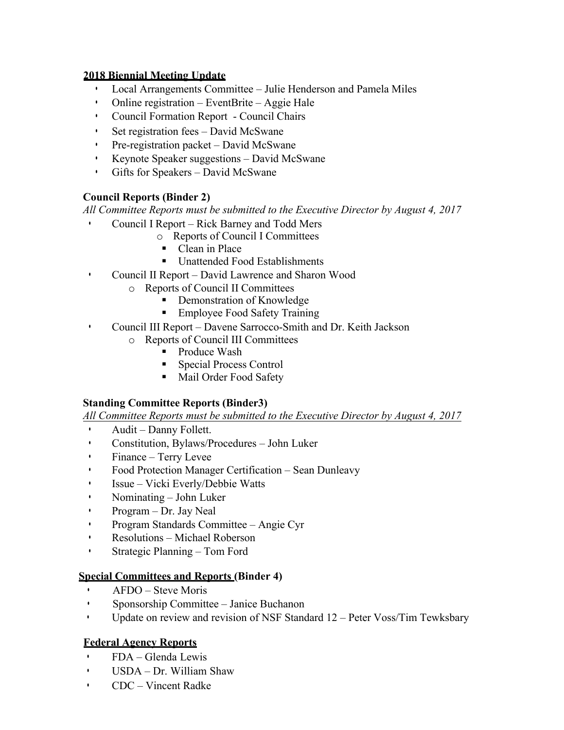**2018 Biennial Meeting Update**

- Local Arrangements Committee – Julie Henderson and Pamela Miles
- Online registration – EventBrite – Aggie Hale
- Council Formation Report - Council Chairs
- Set registration fees – David McSwane
- Pre-registration packet – David McSwane
- Keynote Speaker suggestions – David McSwane
- Gifts for Speakers – David McSwane

**Council Reports (Binder 2)**

*All Committee Reports must be submitted to the Executive Director by August 4, 2017*

- Council I Report – Rick Barney and Todd Mers
  - Reports of Council I Committees
    - Clean in Place
    - Unattended Food Establishments
- Council II Report – David Lawrence and Sharon Wood
  - Reports of Council II Committees
    - Demonstration of Knowledge
    - Employee Food Safety Training
- Council III Report – Davene Sarrocco-Smith and Dr. Keith Jackson
  - Reports of Council III Committees
    - Produce Wash
    - Special Process Control
    - Mail Order Food Safety

**Standing Committee Reports (Binder3)**

*All Committee Reports must be submitted to the Executive Director by August 4, 2017*

- Audit – Danny Follett.
- Constitution, Bylaws/Procedures – John Luker
- Finance – Terry Levee
- Food Protection Manager Certification – Sean Dunleavy
- Issue – Vicki Everly/Debbie Watts
- Nominating – John Luker
- Program – Dr. Jay Neal
- Program Standards Committee – Angie Cyr
- Resolutions – Michael Roberson
- Strategic Planning – Tom Ford

**Special Committees and Reports (Binder 4)**

- AFDO – Steve Moris
- Sponsorship Committee – Janice Buchanon
- Update on review and revision of NSF Standard 12 – Peter Voss/Tim Tewksbary

**Federal Agency Reports**

- FDA – Glenda Lewis
- USDA – Dr. William Shaw
- CDC – Vincent Radke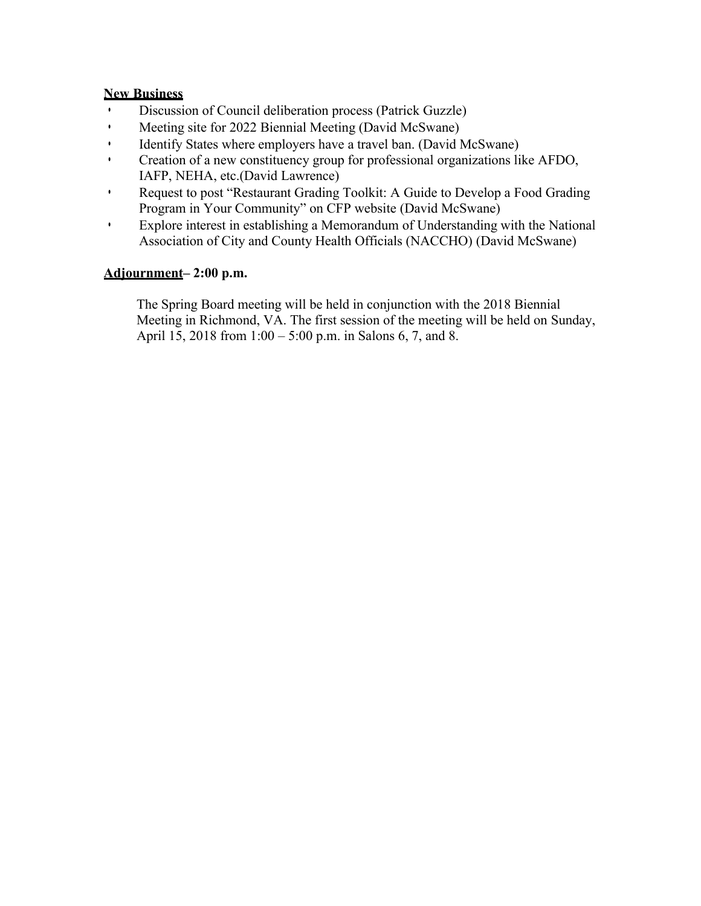**New Business**

- Discussion of Council deliberation process (Patrick Guzzle)
- Meeting site for 2022 Biennial Meeting (David McSwane)
- Identify States where employers have a travel ban. (David McSwane)
- Creation of a new constituency group for professional organizations like AFDO, IAFP, NEHA, etc.(David Lawrence)
- Request to post "Restaurant Grading Toolkit: A Guide to Develop a Food Grading Program in Your Community" on CFP website (David McSwane)
- Explore interest in establishing a Memorandum of Understanding with the National Association of City and County Health Officials (NACCHO) (David McSwane)

**Adjournment– 2:00 p.m.**

The Spring Board meeting will be held in conjunction with the 2018 Biennial Meeting in Richmond, VA. The first session of the meeting will be held on Sunday, April 15, 2018 from 1:00 – 5:00 p.m. in Salons 6, 7, and 8.